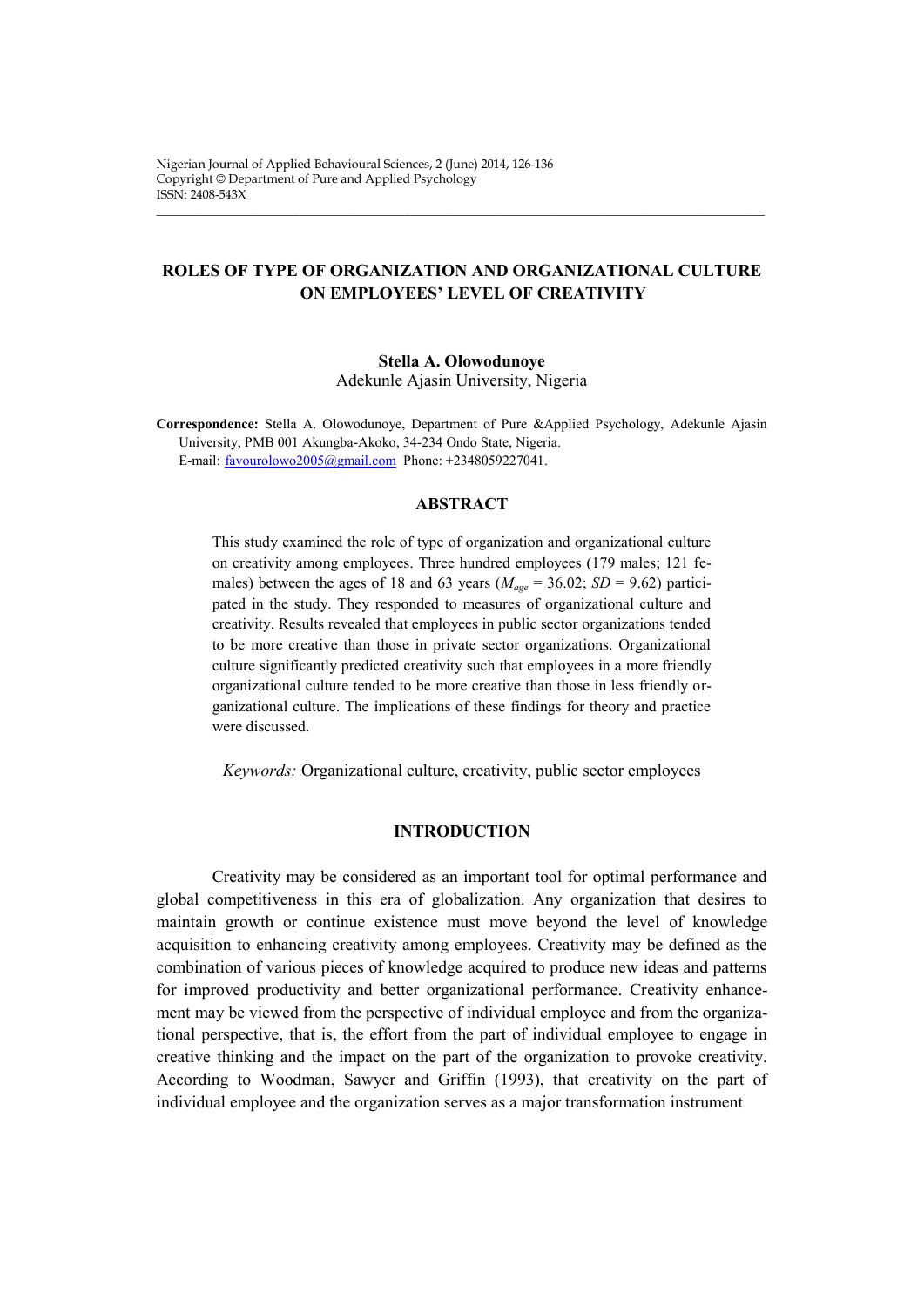# ROLES OF TYPE OF ORGANIZATION AND ORGANIZATIONAL CULTURE ON EMPLOYEES' LEVEL OF CREATIVITY

**Stella A. Olowodunoye**
Adekunle Ajasin University, Nigeria

**Correspondence:** Stella A. Olowodunoye, Department of Pure &Applied Psychology, Adekunle Ajasin University, PMB 001 Akungba-Akoko, 34-234 Ondo State, Nigeria. E-mail: favourolowo2005@gmail.com Phone: +2348059227041.

## ABSTRACT

This study examined the role of type of organization and organizational culture on creativity among employees. Three hundred employees (179 males; 121 females) between the ages of 18 and 63 years ($M_{age}$ = 36.02; *SD* = 9.62) participated in the study. They responded to measures of organizational culture and creativity. Results revealed that employees in public sector organizations tended to be more creative than those in private sector organizations. Organizational culture significantly predicted creativity such that employees in a more friendly organizational culture tended to be more creative than those in less friendly organizational culture. The implications of these findings for theory and practice were discussed.

*Keywords:* Organizational culture, creativity, public sector employees

## INTRODUCTION

Creativity may be considered as an important tool for optimal performance and global competitiveness in this era of globalization. Any organization that desires to maintain growth or continue existence must move beyond the level of knowledge acquisition to enhancing creativity among employees. Creativity may be defined as the combination of various pieces of knowledge acquired to produce new ideas and patterns for improved productivity and better organizational performance. Creativity enhancement may be viewed from the perspective of individual employee and from the organizational perspective, that is, the effort from the part of individual employee to engage in creative thinking and the impact on the part of the organization to provoke creativity. According to Woodman, Sawyer and Griffin (1993), that creativity on the part of individual employee and the organization serves as a major transformation instrument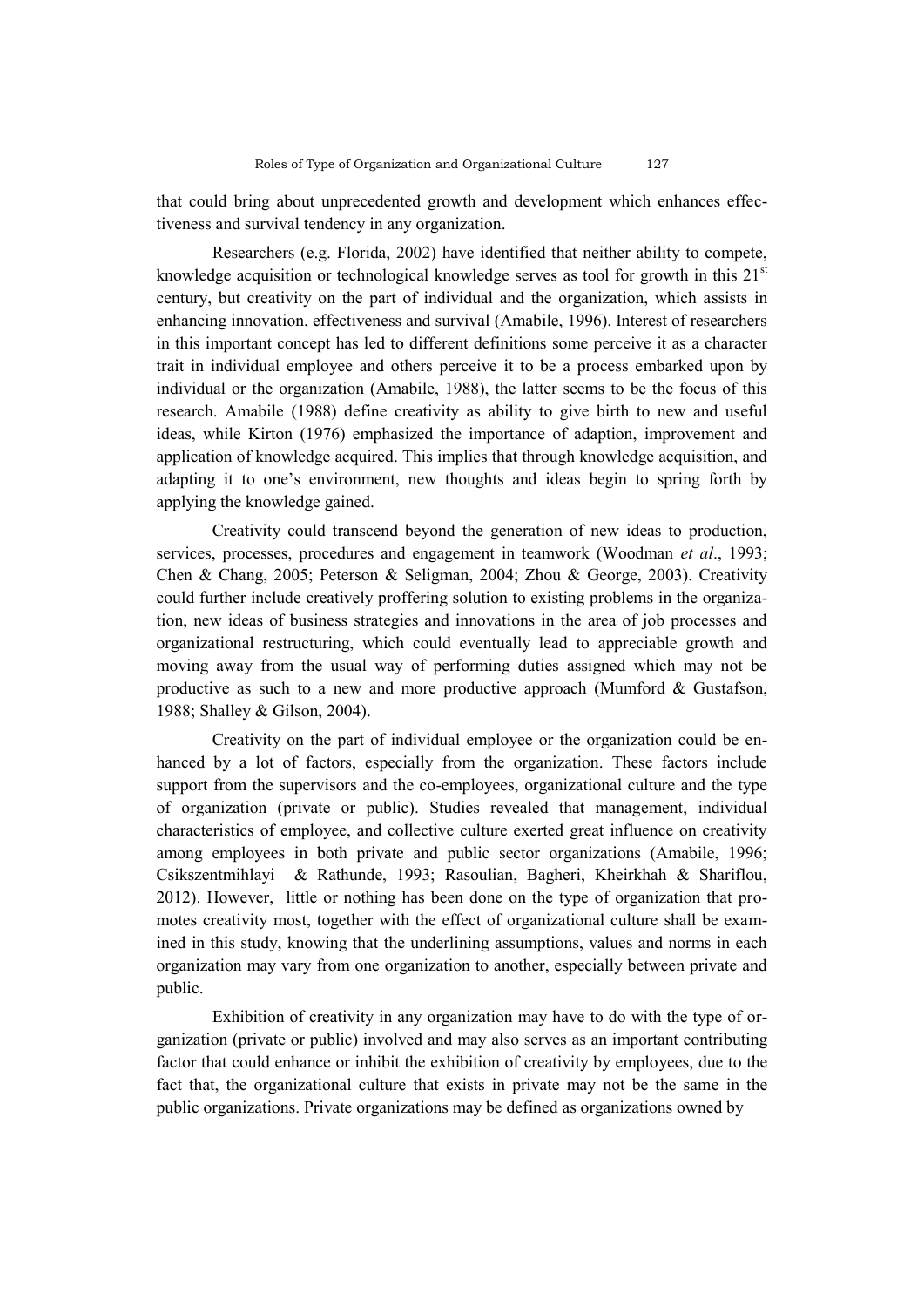that could bring about unprecedented growth and development which enhances effectiveness and survival tendency in any organization.

Researchers (e.g. Florida, 2002) have identified that neither ability to compete, knowledge acquisition or technological knowledge serves as tool for growth in this 21st century, but creativity on the part of individual and the organization, which assists in enhancing innovation, effectiveness and survival (Amabile, 1996). Interest of researchers in this important concept has led to different definitions some perceive it as a character trait in individual employee and others perceive it to be a process embarked upon by individual or the organization (Amabile, 1988), the latter seems to be the focus of this research. Amabile (1988) define creativity as ability to give birth to new and useful ideas, while Kirton (1976) emphasized the importance of adaption, improvement and application of knowledge acquired. This implies that through knowledge acquisition, and adapting it to one's environment, new thoughts and ideas begin to spring forth by applying the knowledge gained.

Creativity could transcend beyond the generation of new ideas to production, services, processes, procedures and engagement in teamwork (Woodman *et al*., 1993; Chen & Chang, 2005; Peterson & Seligman, 2004; Zhou & George, 2003). Creativity could further include creatively proffering solution to existing problems in the organization, new ideas of business strategies and innovations in the area of job processes and organizational restructuring, which could eventually lead to appreciable growth and moving away from the usual way of performing duties assigned which may not be productive as such to a new and more productive approach (Mumford & Gustafson, 1988; Shalley & Gilson, 2004).

Creativity on the part of individual employee or the organization could be enhanced by a lot of factors, especially from the organization. These factors include support from the supervisors and the co-employees, organizational culture and the type of organization (private or public). Studies revealed that management, individual characteristics of employee, and collective culture exerted great influence on creativity among employees in both private and public sector organizations (Amabile, 1996; Csikszentmihlayi & Rathunde, 1993; Rasoulian, Bagheri, Kheirkhah & Shariflou, 2012). However, little or nothing has been done on the type of organization that promotes creativity most, together with the effect of organizational culture shall be examined in this study, knowing that the underlining assumptions, values and norms in each organization may vary from one organization to another, especially between private and public.

Exhibition of creativity in any organization may have to do with the type of organization (private or public) involved and may also serves as an important contributing factor that could enhance or inhibit the exhibition of creativity by employees, due to the fact that, the organizational culture that exists in private may not be the same in the public organizations. Private organizations may be defined as organizations owned by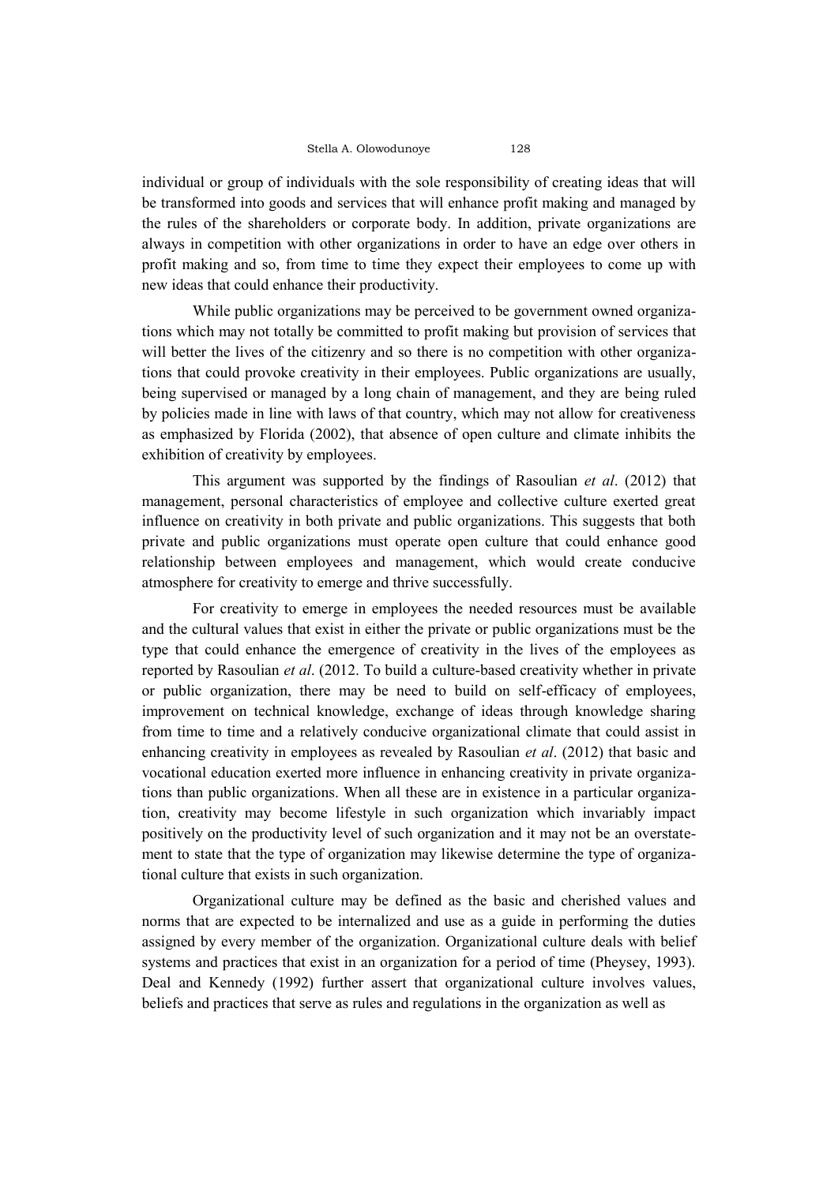individual or group of individuals with the sole responsibility of creating ideas that will be transformed into goods and services that will enhance profit making and managed by the rules of the shareholders or corporate body. In addition, private organizations are always in competition with other organizations in order to have an edge over others in profit making and so, from time to time they expect their employees to come up with new ideas that could enhance their productivity.

While public organizations may be perceived to be government owned organizations which may not totally be committed to profit making but provision of services that will better the lives of the citizenry and so there is no competition with other organizations that could provoke creativity in their employees. Public organizations are usually, being supervised or managed by a long chain of management, and they are being ruled by policies made in line with laws of that country, which may not allow for creativeness as emphasized by Florida (2002), that absence of open culture and climate inhibits the exhibition of creativity by employees.

This argument was supported by the findings of Rasoulian *et al*. (2012) that management, personal characteristics of employee and collective culture exerted great influence on creativity in both private and public organizations. This suggests that both private and public organizations must operate open culture that could enhance good relationship between employees and management, which would create conducive atmosphere for creativity to emerge and thrive successfully.

For creativity to emerge in employees the needed resources must be available and the cultural values that exist in either the private or public organizations must be the type that could enhance the emergence of creativity in the lives of the employees as reported by Rasoulian *et al*. (2012. To build a culture-based creativity whether in private or public organization, there may be need to build on self-efficacy of employees, improvement on technical knowledge, exchange of ideas through knowledge sharing from time to time and a relatively conducive organizational climate that could assist in enhancing creativity in employees as revealed by Rasoulian *et al*. (2012) that basic and vocational education exerted more influence in enhancing creativity in private organizations than public organizations. When all these are in existence in a particular organization, creativity may become lifestyle in such organization which invariably impact positively on the productivity level of such organization and it may not be an overstatement to state that the type of organization may likewise determine the type of organizational culture that exists in such organization.

Organizational culture may be defined as the basic and cherished values and norms that are expected to be internalized and use as a guide in performing the duties assigned by every member of the organization. Organizational culture deals with belief systems and practices that exist in an organization for a period of time (Pheysey, 1993). Deal and Kennedy (1992) further assert that organizational culture involves values, beliefs and practices that serve as rules and regulations in the organization as well as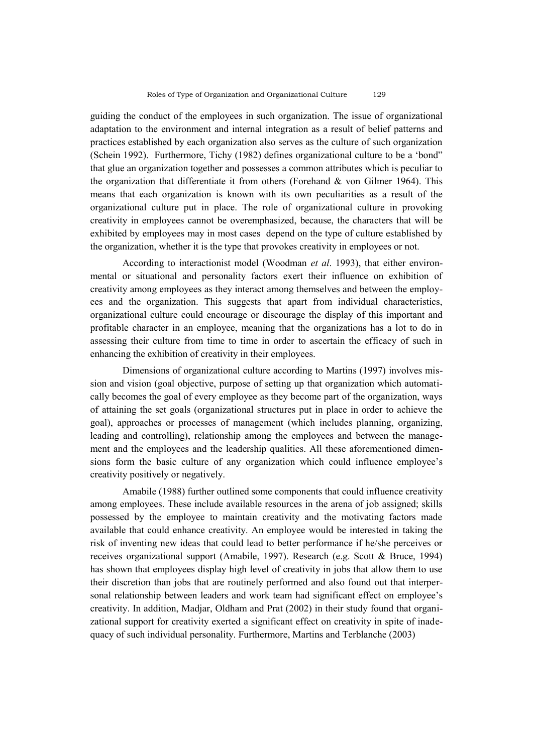guiding the conduct of the employees in such organization. The issue of organizational adaptation to the environment and internal integration as a result of belief patterns and practices established by each organization also serves as the culture of such organization (Schein 1992). Furthermore, Tichy (1982) defines organizational culture to be a 'bond" that glue an organization together and possesses a common attributes which is peculiar to the organization that differentiate it from others (Forehand & von Gilmer 1964). This means that each organization is known with its own peculiarities as a result of the organizational culture put in place. The role of organizational culture in provoking creativity in employees cannot be overemphasized, because, the characters that will be exhibited by employees may in most cases depend on the type of culture established by the organization, whether it is the type that provokes creativity in employees or not.

According to interactionist model (Woodman *et al*. 1993), that either environmental or situational and personality factors exert their influence on exhibition of creativity among employees as they interact among themselves and between the employees and the organization. This suggests that apart from individual characteristics, organizational culture could encourage or discourage the display of this important and profitable character in an employee, meaning that the organizations has a lot to do in assessing their culture from time to time in order to ascertain the efficacy of such in enhancing the exhibition of creativity in their employees.

Dimensions of organizational culture according to Martins (1997) involves mission and vision (goal objective, purpose of setting up that organization which automatically becomes the goal of every employee as they become part of the organization, ways of attaining the set goals (organizational structures put in place in order to achieve the goal), approaches or processes of management (which includes planning, organizing, leading and controlling), relationship among the employees and between the management and the employees and the leadership qualities. All these aforementioned dimensions form the basic culture of any organization which could influence employee's creativity positively or negatively.

Amabile (1988) further outlined some components that could influence creativity among employees. These include available resources in the arena of job assigned; skills possessed by the employee to maintain creativity and the motivating factors made available that could enhance creativity. An employee would be interested in taking the risk of inventing new ideas that could lead to better performance if he/she perceives or receives organizational support (Amabile, 1997). Research (e.g. Scott & Bruce, 1994) has shown that employees display high level of creativity in jobs that allow them to use their discretion than jobs that are routinely performed and also found out that interpersonal relationship between leaders and work team had significant effect on employee's creativity. In addition, Madjar, Oldham and Prat (2002) in their study found that organizational support for creativity exerted a significant effect on creativity in spite of inadequacy of such individual personality. Furthermore, Martins and Terblanche (2003)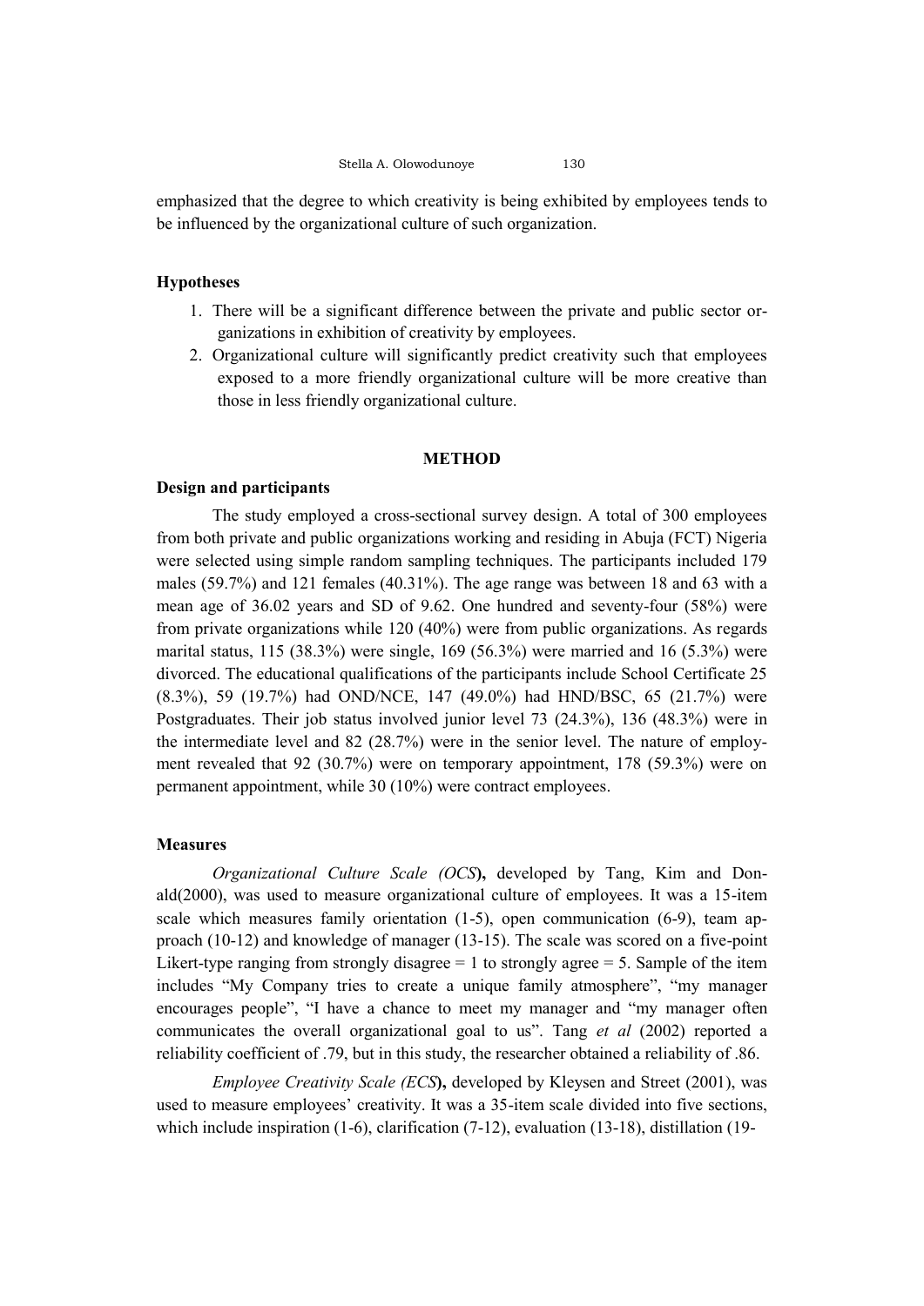emphasized that the degree to which creativity is being exhibited by employees tends to be influenced by the organizational culture of such organization.

### Hypotheses

1. There will be a significant difference between the private and public sector organizations in exhibition of creativity by employees.
2. Organizational culture will significantly predict creativity such that employees exposed to a more friendly organizational culture will be more creative than those in less friendly organizational culture.

## METHOD

### Design and participants

The study employed a cross-sectional survey design. A total of 300 employees from both private and public organizations working and residing in Abuja (FCT) Nigeria were selected using simple random sampling techniques. The participants included 179 males (59.7%) and 121 females (40.31%). The age range was between 18 and 63 with a mean age of 36.02 years and SD of 9.62. One hundred and seventy-four (58%) were from private organizations while 120 (40%) were from public organizations. As regards marital status, 115 (38.3%) were single, 169 (56.3%) were married and 16 (5.3%) were divorced. The educational qualifications of the participants include School Certificate 25 (8.3%), 59 (19.7%) had OND/NCE, 147 (49.0%) had HND/BSC, 65 (21.7%) were Postgraduates. Their job status involved junior level 73 (24.3%), 136 (48.3%) were in the intermediate level and 82 (28.7%) were in the senior level. The nature of employment revealed that 92 (30.7%) were on temporary appointment, 178 (59.3%) were on permanent appointment, while 30 (10%) were contract employees.

### Measures

*Organizational Culture Scale (OCS)***,** developed by Tang, Kim and Donald(2000), was used to measure organizational culture of employees. It was a 15-item scale which measures family orientation (1-5), open communication (6-9), team approach (10-12) and knowledge of manager (13-15). The scale was scored on a five-point Likert-type ranging from strongly disagree = 1 to strongly agree = 5. Sample of the item includes "My Company tries to create a unique family atmosphere", "my manager encourages people", "I have a chance to meet my manager and "my manager often communicates the overall organizational goal to us". Tang *et al* (2002) reported a reliability coefficient of .79, but in this study, the researcher obtained a reliability of .86.

*Employee Creativity Scale (ECS***),** developed by Kleysen and Street (2001), was used to measure employees' creativity. It was a 35-item scale divided into five sections, which include inspiration (1-6), clarification (7-12), evaluation (13-18), distillation (19-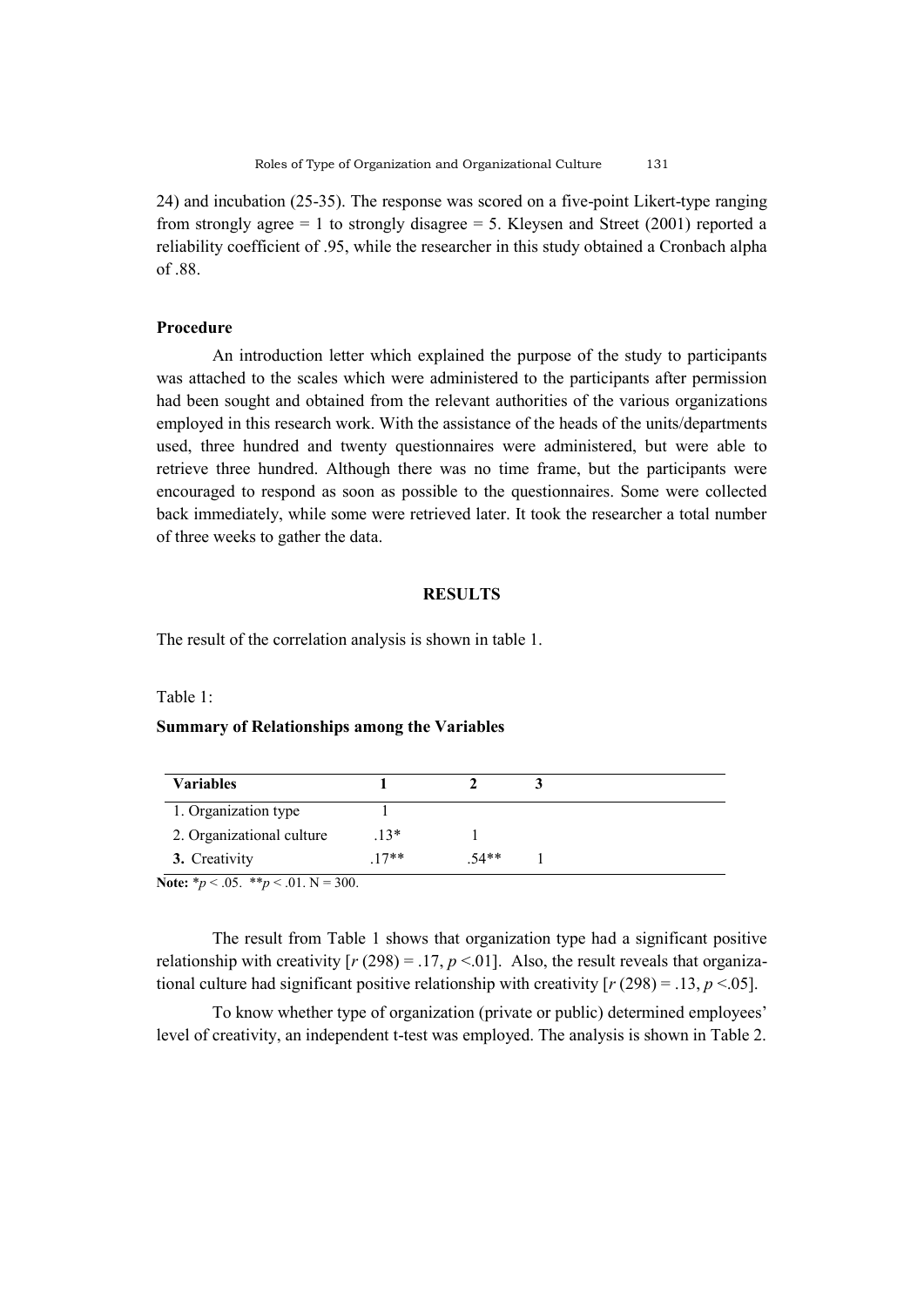24) and incubation (25-35). The response was scored on a five-point Likert-type ranging from strongly agree = 1 to strongly disagree = 5. Kleysen and Street (2001) reported a reliability coefficient of .95, while the researcher in this study obtained a Cronbach alpha of .88.

### Procedure

An introduction letter which explained the purpose of the study to participants was attached to the scales which were administered to the participants after permission had been sought and obtained from the relevant authorities of the various organizations employed in this research work. With the assistance of the heads of the units/departments used, three hundred and twenty questionnaires were administered, but were able to retrieve three hundred. Although there was no time frame, but the participants were encouraged to respond as soon as possible to the questionnaires. Some were collected back immediately, while some were retrieved later. It took the researcher a total number of three weeks to gather the data.

## RESULTS

The result of the correlation analysis is shown in table 1.

Table 1:

**Summary of Relationships among the Variables**

| Variables | 1 | 2 | 3 |
|---|---|---|---|
| 1. Organization type | 1 | | |
| 2. Organizational culture | .13* | 1 | |
| **3.** Creativity | .17** | .54** | 1 |

**Note:** $*p < .05$. $**p < .01$. N = 300.

The result from Table 1 shows that organization type had a significant positive relationship with creativity [$r\ (298) = .17, p <.01$]. Also, the result reveals that organizational culture had significant positive relationship with creativity [$r\ (298) = .13, p <.05$].

To know whether type of organization (private or public) determined employees' level of creativity, an independent t-test was employed. The analysis is shown in Table 2.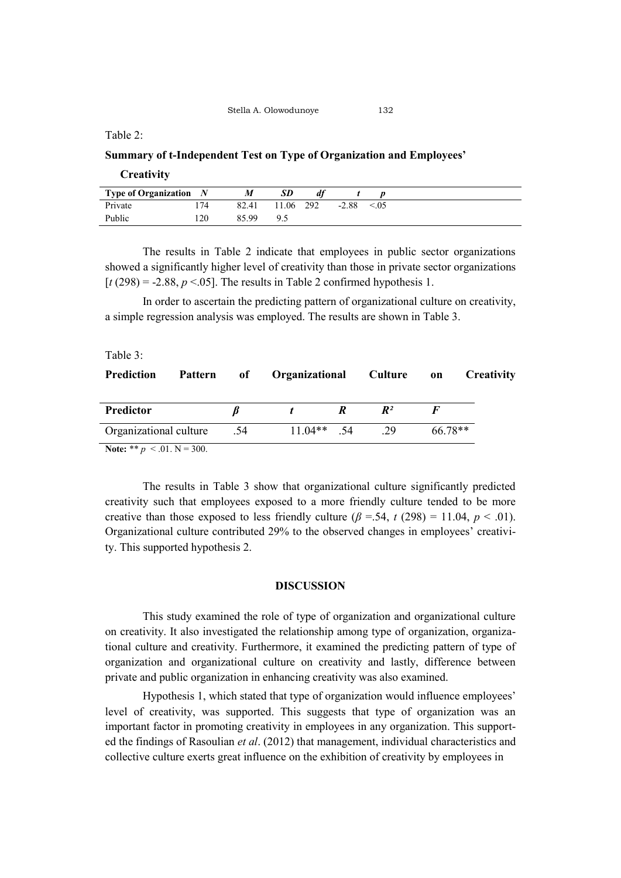Table 2:

**Summary of t-Independent Test on Type of Organization and Employees' Creativity**

| Type of Organization | *N* | *M* | *SD* | *df* | *t* | *p* |
|---|---|---|---|---|---|---|
| Private | 174 | 82.41 | 11.06 | 292 | -2.88 | <.05 |
| Public | 120 | 85.99 | 9.5 | | | |

The results in Table 2 indicate that employees in public sector organizations showed a significantly higher level of creativity than those in private sector organizations [$t$ (298) = -2.88, $p$ <.05]. The results in Table 2 confirmed hypothesis 1.

In order to ascertain the predicting pattern of organizational culture on creativity, a simple regression analysis was employed. The results are shown in Table 3.

Table 3:

**Prediction Pattern of Organizational Culture on Creativity**

| Predictor | $\beta$ | $t$ | $R$ | $R^2$ | $F$ |
|---|---|---|---|---|---|
| Organizational culture | .54 | 11.04** | .54 | .29 | 66.78** |

**Note:** ** $p$ < .01. N = 300.

The results in Table 3 show that organizational culture significantly predicted creativity such that employees exposed to a more friendly culture tended to be more creative than those exposed to less friendly culture ($\beta$ =.54, $t$ (298) = 11.04, $p$ < .01). Organizational culture contributed 29% to the observed changes in employees' creativity. This supported hypothesis 2.

## DISCUSSION

This study examined the role of type of organization and organizational culture on creativity. It also investigated the relationship among type of organization, organizational culture and creativity. Furthermore, it examined the predicting pattern of type of organization and organizational culture on creativity and lastly, difference between private and public organization in enhancing creativity was also examined.

Hypothesis 1, which stated that type of organization would influence employees' level of creativity, was supported. This suggests that type of organization was an important factor in promoting creativity in employees in any organization. This supported the findings of Rasoulian *et al*. (2012) that management, individual characteristics and collective culture exerts great influence on the exhibition of creativity by employees in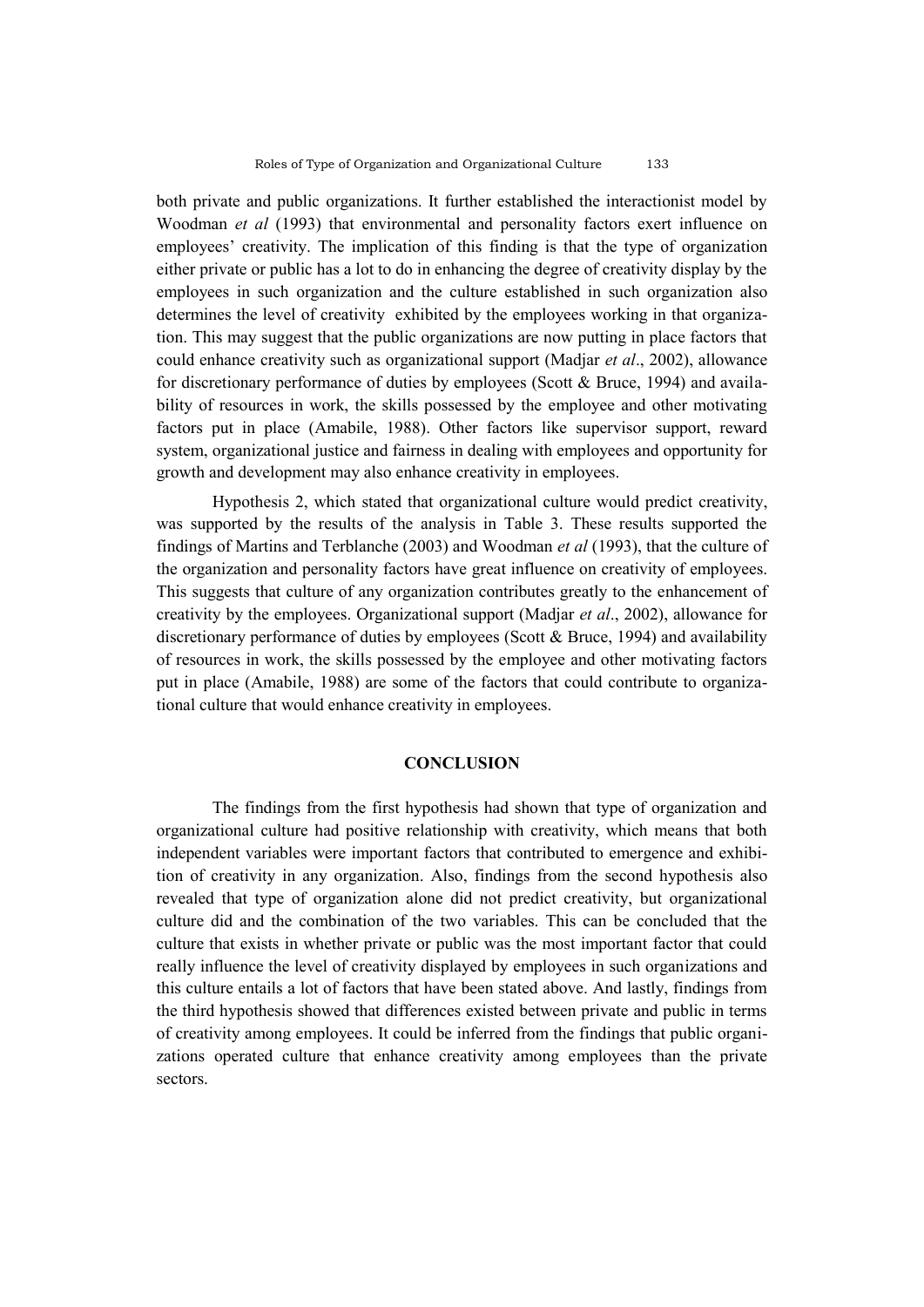both private and public organizations. It further established the interactionist model by Woodman *et al* (1993) that environmental and personality factors exert influence on employees' creativity. The implication of this finding is that the type of organization either private or public has a lot to do in enhancing the degree of creativity display by the employees in such organization and the culture established in such organization also determines the level of creativity exhibited by the employees working in that organization. This may suggest that the public organizations are now putting in place factors that could enhance creativity such as organizational support (Madjar *et al*., 2002), allowance for discretionary performance of duties by employees (Scott & Bruce, 1994) and availability of resources in work, the skills possessed by the employee and other motivating factors put in place (Amabile, 1988). Other factors like supervisor support, reward system, organizational justice and fairness in dealing with employees and opportunity for growth and development may also enhance creativity in employees.

Hypothesis 2, which stated that organizational culture would predict creativity, was supported by the results of the analysis in Table 3. These results supported the findings of Martins and Terblanche (2003) and Woodman *et al* (1993), that the culture of the organization and personality factors have great influence on creativity of employees. This suggests that culture of any organization contributes greatly to the enhancement of creativity by the employees. Organizational support (Madjar *et al*., 2002), allowance for discretionary performance of duties by employees (Scott & Bruce, 1994) and availability of resources in work, the skills possessed by the employee and other motivating factors put in place (Amabile, 1988) are some of the factors that could contribute to organizational culture that would enhance creativity in employees.

## CONCLUSION

The findings from the first hypothesis had shown that type of organization and organizational culture had positive relationship with creativity, which means that both independent variables were important factors that contributed to emergence and exhibition of creativity in any organization. Also, findings from the second hypothesis also revealed that type of organization alone did not predict creativity, but organizational culture did and the combination of the two variables. This can be concluded that the culture that exists in whether private or public was the most important factor that could really influence the level of creativity displayed by employees in such organizations and this culture entails a lot of factors that have been stated above. And lastly, findings from the third hypothesis showed that differences existed between private and public in terms of creativity among employees. It could be inferred from the findings that public organizations operated culture that enhance creativity among employees than the private sectors.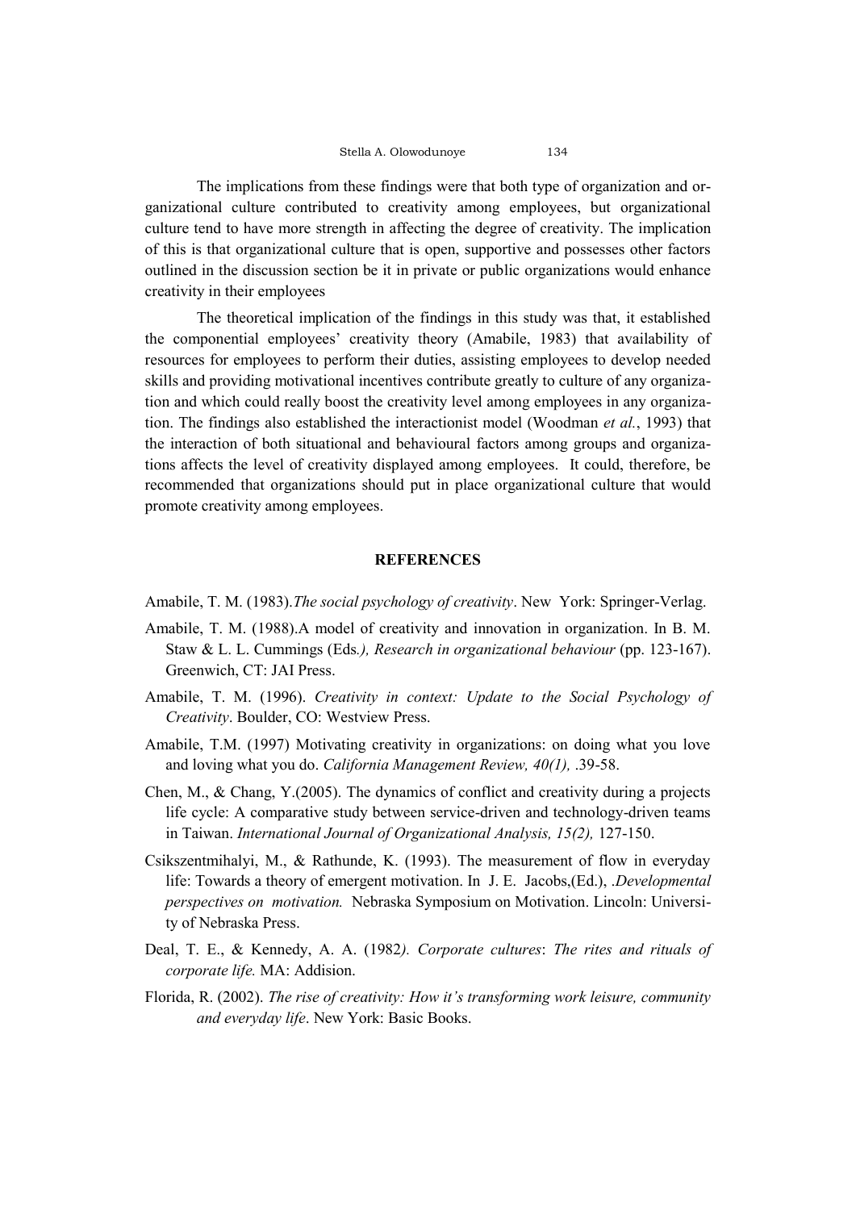The implications from these findings were that both type of organization and organizational culture contributed to creativity among employees, but organizational culture tend to have more strength in affecting the degree of creativity. The implication of this is that organizational culture that is open, supportive and possesses other factors outlined in the discussion section be it in private or public organizations would enhance creativity in their employees

The theoretical implication of the findings in this study was that, it established the componential employees' creativity theory (Amabile, 1983) that availability of resources for employees to perform their duties, assisting employees to develop needed skills and providing motivational incentives contribute greatly to culture of any organization and which could really boost the creativity level among employees in any organization. The findings also established the interactionist model (Woodman *et al.*, 1993) that the interaction of both situational and behavioural factors among groups and organizations affects the level of creativity displayed among employees. It could, therefore, be recommended that organizations should put in place organizational culture that would promote creativity among employees.

## REFERENCES

Amabile, T. M. (1983).*The social psychology of creativity*. New York: Springer-Verlag.

Amabile, T. M. (1988).A model of creativity and innovation in organization. In B. M. Staw & L. L. Cummings (Eds*.), Research in organizational behaviour* (pp. 123-167). Greenwich, CT: JAI Press.

Amabile, T. M. (1996). *Creativity in context: Update to the Social Psychology of Creativity*. Boulder, CO: Westview Press.

Amabile, T.M. (1997) Motivating creativity in organizations: on doing what you love and loving what you do. *California Management Review, 40(1),* .39-58.

Chen, M., & Chang, Y.(2005). The dynamics of conflict and creativity during a projects life cycle: A comparative study between service-driven and technology-driven teams in Taiwan. *International Journal of Organizational Analysis, 15(2),* 127-150.

Csikszentmihalyi, M., & Rathunde, K. (1993). The measurement of flow in everyday life: Towards a theory of emergent motivation. In J. E. Jacobs,(Ed.), *.Developmental perspectives on motivation.* Nebraska Symposium on Motivation. Lincoln: University of Nebraska Press.

Deal, T. E., & Kennedy, A. A. (1982*). Corporate cultures*: *The rites and rituals of corporate life.* MA: Addision.

Florida, R. (2002). *The rise of creativity: How it's transforming work leisure, community and everyday life*. New York: Basic Books.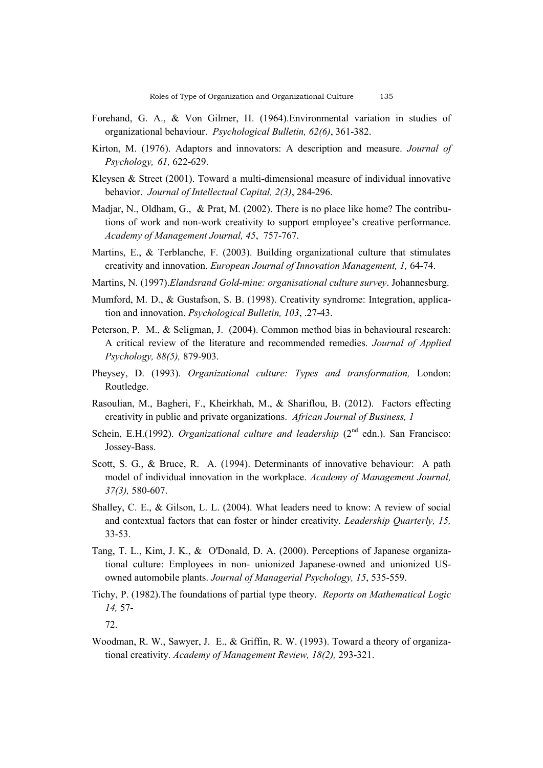Forehand, G. A., & Von Gilmer, H. (1964).Environmental variation in studies of organizational behaviour. *Psychological Bulletin, 62(6)*, 361-382.

Kirton, M. (1976). Adaptors and innovators: A description and measure. *Journal of Psychology, 61,* 622-629.

Kleysen & Street (2001). Toward a multi-dimensional measure of individual innovative behavior. *Journal of Intellectual Capital, 2(3)*, 284-296.

Madjar, N., Oldham, G., & Prat, M. (2002). There is no place like home? The contributions of work and non-work creativity to support employee's creative performance. *Academy of Management Journal, 45*, 757-767.

Martins, E., & Terblanche, F. (2003). Building organizational culture that stimulates creativity and innovation. *European Journal of Innovation Management, 1,* 64-74.

Martins, N. (1997).*Elandsrand Gold-mine: organisational culture survey*. Johannesburg.

Mumford, M. D., & Gustafson, S. B. (1998). Creativity syndrome: Integration, application and innovation. *Psychological Bulletin, 103*, .27-43.

Peterson, P. M., & Seligman, J. (2004). Common method bias in behavioural research: A critical review of the literature and recommended remedies. *Journal of Applied Psychology, 88(5),* 879-903.

Pheysey, D. (1993). *Organizational culture: Types and transformation,* London: Routledge.

Rasoulian, M., Bagheri, F., Kheirkhah, M., & Shariflou, B. (2012). Factors effecting creativity in public and private organizations. *African Journal of Business, 1*

Schein, E.H.(1992). *Organizational culture and leadership* (2nd edn.). San Francisco: Jossey-Bass.

Scott, S. G., & Bruce, R. A. (1994). Determinants of innovative behaviour: A path model of individual innovation in the workplace. *Academy of Management Journal, 37(3),* 580-607.

Shalley, C. E., & Gilson, L. L. (2004). What leaders need to know: A review of social and contextual factors that can foster or hinder creativity. *Leadership Quarterly, 15,* 33-53.

Tang, T. L., Kim, J. K., & O'Donald, D. A. (2000). Perceptions of Japanese organizational culture: Employees in non- unionized Japanese-owned and unionized US-owned automobile plants. *Journal of Managerial Psychology, 15*, 535-559.

Tichy, P. (1982).The foundations of partial type theory. *Reports on Mathematical Logic 14,* 57-

72.

Woodman, R. W., Sawyer, J. E., & Griffin, R. W. (1993). Toward a theory of organizational creativity. *Academy of Management Review, 18(2),* 293-321.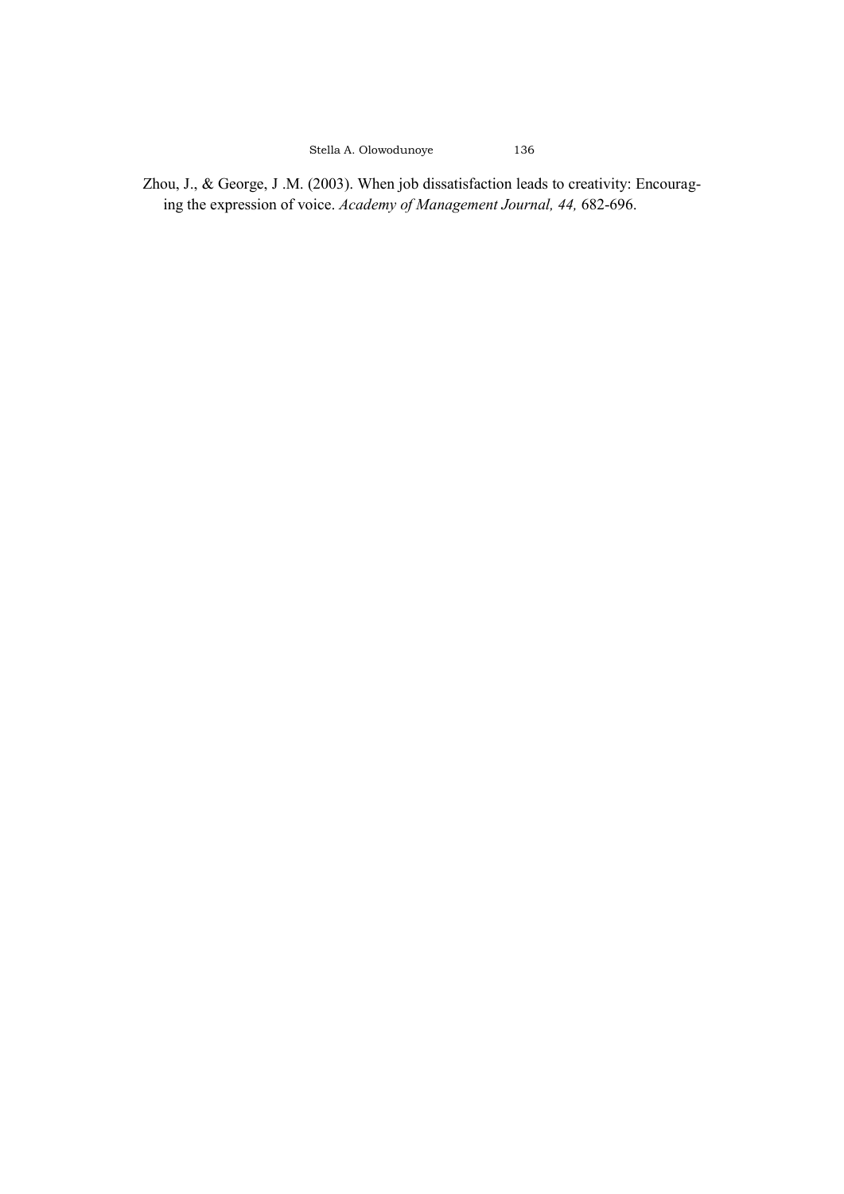Zhou, J., & George, J .M. (2003). When job dissatisfaction leads to creativity: Encouraging the expression of voice. *Academy of Management Journal, 44,* 682-696.